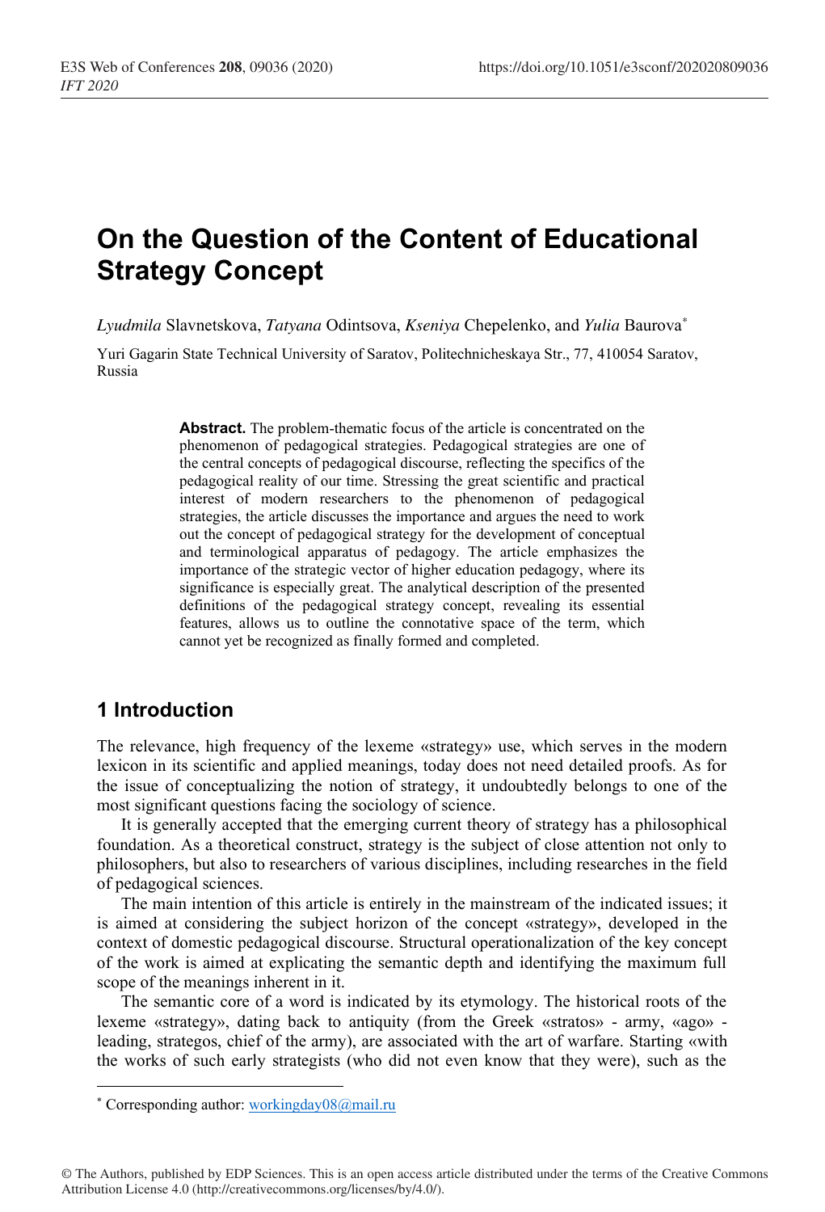# On the Question of the Content of Educational Strategy Concept

*Lyudmila* Slavnetskova, *Tatyana* Odintsova, *Kseniya* Chepelenko, and *Yulia* Baurova*

Yuri Gagarin State Technical University of Saratov, Politechnicheskaya Str., 77, 410054 Saratov, Russia

**Abstract.** The problem-thematic focus of the article is concentrated on the phenomenon of pedagogical strategies. Pedagogical strategies are one of the central concepts of pedagogical discourse, reflecting the specifics of the pedagogical reality of our time. Stressing the great scientific and practical interest of modern researchers to the phenomenon of pedagogical strategies, the article discusses the importance and argues the need to work out the concept of pedagogical strategy for the development of conceptual and terminological apparatus of pedagogy. The article emphasizes the importance of the strategic vector of higher education pedagogy, where its significance is especially great. The analytical description of the presented definitions of the pedagogical strategy concept, revealing its essential features, allows us to outline the connotative space of the term, which cannot yet be recognized as finally formed and completed.

## 1 Introduction

The relevance, high frequency of the lexeme «strategy» use, which serves in the modern lexicon in its scientific and applied meanings, today does not need detailed proofs. As for the issue of conceptualizing the notion of strategy, it undoubtedly belongs to one of the most significant questions facing the sociology of science.

It is generally accepted that the emerging current theory of strategy has a philosophical foundation. As a theoretical construct, strategy is the subject of close attention not only to philosophers, but also to researchers of various disciplines, including researches in the field of pedagogical sciences.

The main intention of this article is entirely in the mainstream of the indicated issues; it is aimed at considering the subject horizon of the concept «strategy», developed in the context of domestic pedagogical discourse. Structural operationalization of the key concept of the work is aimed at explicating the semantic depth and identifying the maximum full scope of the meanings inherent in it.

The semantic core of a word is indicated by its etymology. The historical roots of the lexeme «strategy», dating back to antiquity (from the Greek «stratos» - army, «ago» - leading, strategos, chief of the army), are associated with the art of warfare. Starting «with the works of such early strategists (who did not even know that they were), such as the

---

* Corresponding author: workingday08@mail.ru

© The Authors, published by EDP Sciences. This is an open access article distributed under the terms of the Creative Commons Attribution License 4.0 (http://creativecommons.org/licenses/by/4.0/).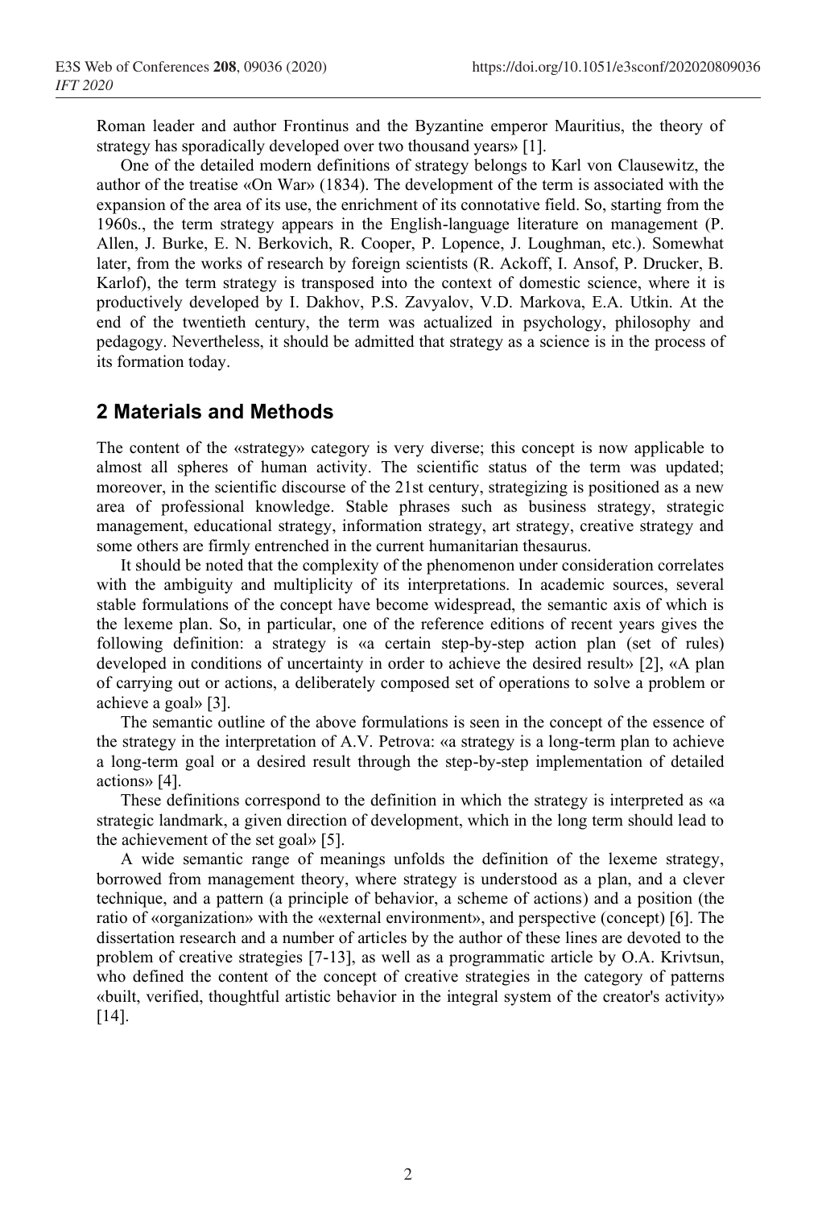Roman leader and author Frontinus and the Byzantine emperor Mauritius, the theory of strategy has sporadically developed over two thousand years» [1].

One of the detailed modern definitions of strategy belongs to Karl von Clausewitz, the author of the treatise «On War» (1834). The development of the term is associated with the expansion of the area of its use, the enrichment of its connotative field. So, starting from the 1960s., the term strategy appears in the English-language literature on management (P. Allen, J. Burke, E. N. Berkovich, R. Cooper, P. Lopence, J. Loughman, etc.). Somewhat later, from the works of research by foreign scientists (R. Ackoff, I. Ansof, P. Drucker, B. Karlof), the term strategy is transposed into the context of domestic science, where it is productively developed by I. Dakhov, P.S. Zavyalov, V.D. Markova, E.A. Utkin. At the end of the twentieth century, the term was actualized in psychology, philosophy and pedagogy. Nevertheless, it should be admitted that strategy as a science is in the process of its formation today.

## 2 Materials and Methods

The content of the «strategy» category is very diverse; this concept is now applicable to almost all spheres of human activity. The scientific status of the term was updated; moreover, in the scientific discourse of the 21st century, strategizing is positioned as a new area of professional knowledge. Stable phrases such as business strategy, strategic management, educational strategy, information strategy, art strategy, creative strategy and some others are firmly entrenched in the current humanitarian thesaurus.

It should be noted that the complexity of the phenomenon under consideration correlates with the ambiguity and multiplicity of its interpretations. In academic sources, several stable formulations of the concept have become widespread, the semantic axis of which is the lexeme plan. So, in particular, one of the reference editions of recent years gives the following definition: a strategy is «a certain step-by-step action plan (set of rules) developed in conditions of uncertainty in order to achieve the desired result» [2], «A plan of carrying out or actions, a deliberately composed set of operations to solve a problem or achieve a goal» [3].

The semantic outline of the above formulations is seen in the concept of the essence of the strategy in the interpretation of A.V. Petrova: «a strategy is a long-term plan to achieve a long-term goal or a desired result through the step-by-step implementation of detailed actions» [4].

These definitions correspond to the definition in which the strategy is interpreted as «a strategic landmark, a given direction of development, which in the long term should lead to the achievement of the set goal» [5].

A wide semantic range of meanings unfolds the definition of the lexeme strategy, borrowed from management theory, where strategy is understood as a plan, and a clever technique, and a pattern (a principle of behavior, a scheme of actions) and a position (the ratio of «organization» with the «external environment», and perspective (concept) [6]. The dissertation research and a number of articles by the author of these lines are devoted to the problem of creative strategies [7-13], as well as a programmatic article by O.A. Krivtsun, who defined the content of the concept of creative strategies in the category of patterns «built, verified, thoughtful artistic behavior in the integral system of the creator's activity» [14].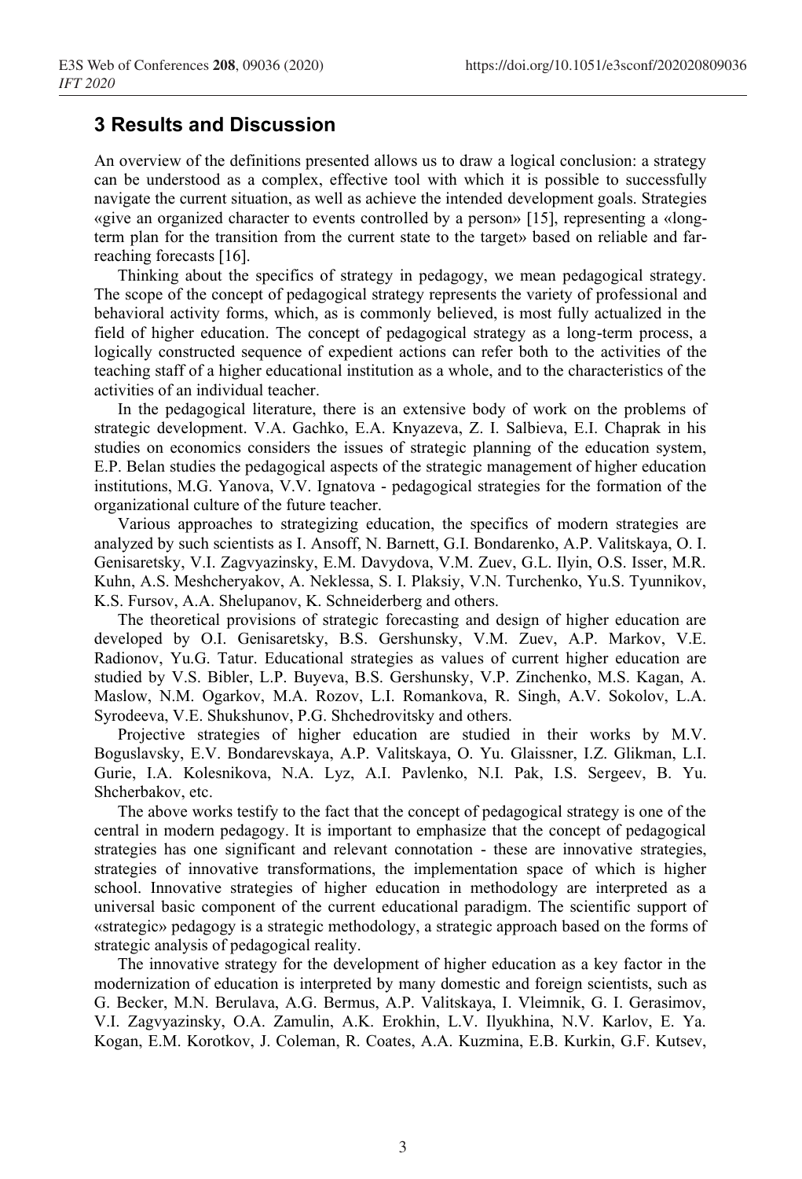## 3 Results and Discussion

An overview of the definitions presented allows us to draw a logical conclusion: a strategy can be understood as a complex, effective tool with which it is possible to successfully navigate the current situation, as well as achieve the intended development goals. Strategies «give an organized character to events controlled by a person» [15], representing a «long-term plan for the transition from the current state to the target» based on reliable and far-reaching forecasts [16].

Thinking about the specifics of strategy in pedagogy, we mean pedagogical strategy. The scope of the concept of pedagogical strategy represents the variety of professional and behavioral activity forms, which, as is commonly believed, is most fully actualized in the field of higher education. The concept of pedagogical strategy as a long-term process, a logically constructed sequence of expedient actions can refer both to the activities of the teaching staff of a higher educational institution as a whole, and to the characteristics of the activities of an individual teacher.

In the pedagogical literature, there is an extensive body of work on the problems of strategic development. V.A. Gachko, E.A. Knyazeva, Z. I. Salbieva, E.I. Chaprak in his studies on economics considers the issues of strategic planning of the education system, E.P. Belan studies the pedagogical aspects of the strategic management of higher education institutions, M.G. Yanova, V.V. Ignatova - pedagogical strategies for the formation of the organizational culture of the future teacher.

Various approaches to strategizing education, the specifics of modern strategies are analyzed by such scientists as I. Ansoff, N. Barnett, G.I. Bondarenko, A.P. Valitskaya, O. I. Genisaretsky, V.I. Zagvyazinsky, E.M. Davydova, V.M. Zuev, G.L. Ilyin, O.S. Isser, M.R. Kuhn, A.S. Meshcheryakov, A. Neklessa, S. I. Plaksiy, V.N. Turchenko, Yu.S. Tyunnikov, K.S. Fursov, A.A. Shelupanov, K. Schneiderberg and others.

The theoretical provisions of strategic forecasting and design of higher education are developed by O.I. Genisaretsky, B.S. Gershunsky, V.M. Zuev, A.P. Markov, V.E. Radionov, Yu.G. Tatur. Educational strategies as values of current higher education are studied by V.S. Bibler, L.P. Buyeva, B.S. Gershunsky, V.P. Zinchenko, M.S. Kagan, A. Maslow, N.M. Ogarkov, M.A. Rozov, L.I. Romankova, R. Singh, A.V. Sokolov, L.A. Syrodeeva, V.E. Shukshunov, P.G. Shchedrovitsky and others.

Projective strategies of higher education are studied in their works by M.V. Boguslavsky, E.V. Bondarevskaya, A.P. Valitskaya, O. Yu. Glaissner, I.Z. Glikman, L.I. Gurie, I.A. Kolesnikova, N.A. Lyz, A.I. Pavlenko, N.I. Pak, I.S. Sergeev, B. Yu. Shcherbakov, etc.

The above works testify to the fact that the concept of pedagogical strategy is one of the central in modern pedagogy. It is important to emphasize that the concept of pedagogical strategies has one significant and relevant connotation - these are innovative strategies, strategies of innovative transformations, the implementation space of which is higher school. Innovative strategies of higher education in methodology are interpreted as a universal basic component of the current educational paradigm. The scientific support of «strategic» pedagogy is a strategic methodology, a strategic approach based on the forms of strategic analysis of pedagogical reality.

The innovative strategy for the development of higher education as a key factor in the modernization of education is interpreted by many domestic and foreign scientists, such as G. Becker, M.N. Berulava, A.G. Bermus, A.P. Valitskaya, I. Vleimnik, G. I. Gerasimov, V.I. Zagvyazinsky, O.A. Zamulin, A.K. Erokhin, L.V. Ilyukhina, N.V. Karlov, E. Ya. Kogan, E.M. Korotkov, J. Coleman, R. Coates, A.A. Kuzmina, E.B. Kurkin, G.F. Kutsev,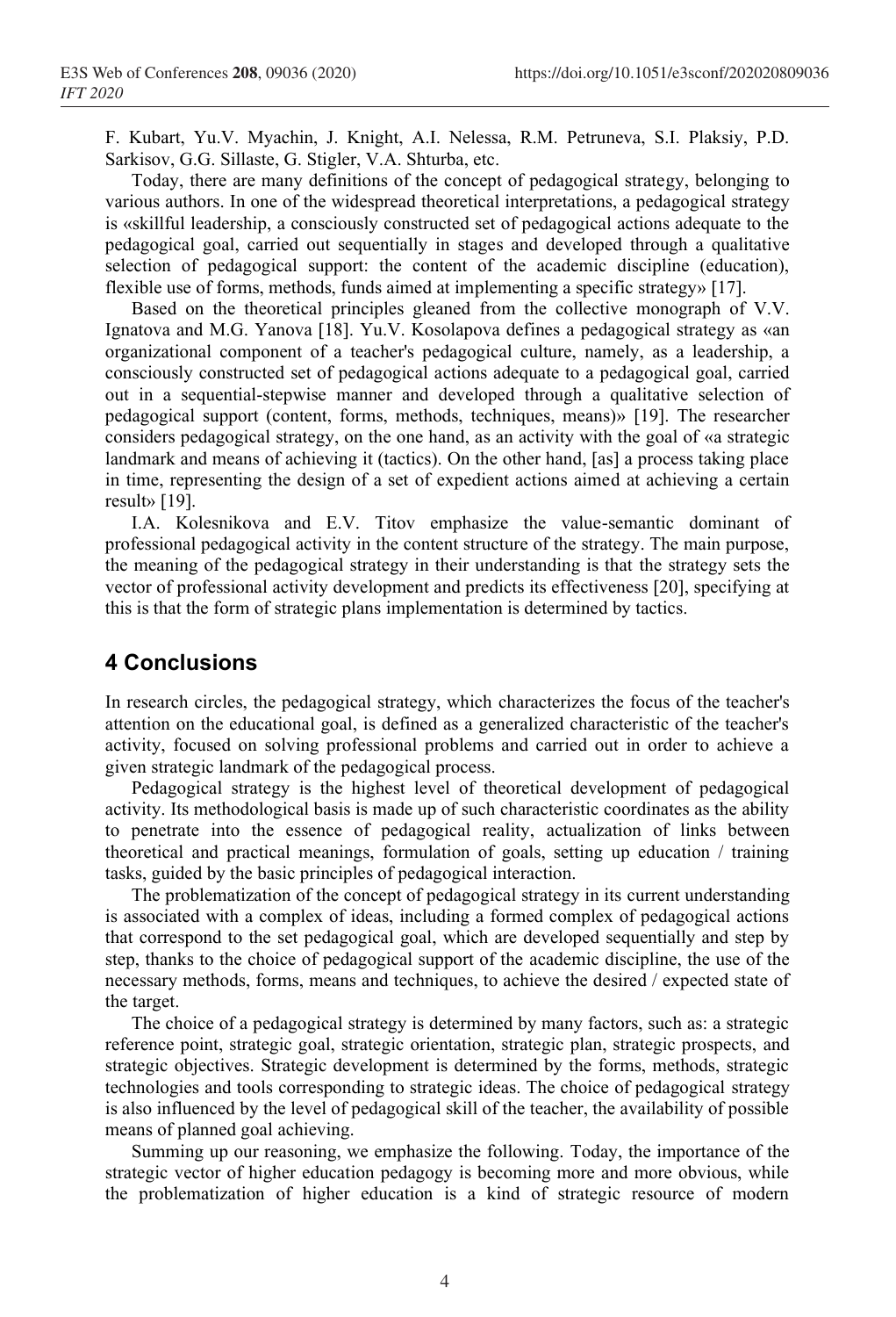F. Kubart, Yu.V. Myachin, J. Knight, A.I. Nelessa, R.M. Petruneva, S.I. Plaksiy, P.D. Sarkisov, G.G. Sillaste, G. Stigler, V.A. Shturba, etc.

Today, there are many definitions of the concept of pedagogical strategy, belonging to various authors. In one of the widespread theoretical interpretations, a pedagogical strategy is «skillful leadership, a consciously constructed set of pedagogical actions adequate to the pedagogical goal, carried out sequentially in stages and developed through a qualitative selection of pedagogical support: the content of the academic discipline (education), flexible use of forms, methods, funds aimed at implementing a specific strategy» [17].

Based on the theoretical principles gleaned from the collective monograph of V.V. Ignatova and M.G. Yanova [18]. Yu.V. Kosolapova defines a pedagogical strategy as «an organizational component of a teacher's pedagogical culture, namely, as a leadership, a consciously constructed set of pedagogical actions adequate to a pedagogical goal, carried out in a sequential-stepwise manner and developed through a qualitative selection of pedagogical support (content, forms, methods, techniques, means)» [19]. The researcher considers pedagogical strategy, on the one hand, as an activity with the goal of «a strategic landmark and means of achieving it (tactics). On the other hand, [as] a process taking place in time, representing the design of a set of expedient actions aimed at achieving a certain result» [19].

I.A. Kolesnikova and E.V. Titov emphasize the value-semantic dominant of professional pedagogical activity in the content structure of the strategy. The main purpose, the meaning of the pedagogical strategy in their understanding is that the strategy sets the vector of professional activity development and predicts its effectiveness [20], specifying at this is that the form of strategic plans implementation is determined by tactics.

## 4 Conclusions

In research circles, the pedagogical strategy, which characterizes the focus of the teacher's attention on the educational goal, is defined as a generalized characteristic of the teacher's activity, focused on solving professional problems and carried out in order to achieve a given strategic landmark of the pedagogical process.

Pedagogical strategy is the highest level of theoretical development of pedagogical activity. Its methodological basis is made up of such characteristic coordinates as the ability to penetrate into the essence of pedagogical reality, actualization of links between theoretical and practical meanings, formulation of goals, setting up education / training tasks, guided by the basic principles of pedagogical interaction.

The problematization of the concept of pedagogical strategy in its current understanding is associated with a complex of ideas, including a formed complex of pedagogical actions that correspond to the set pedagogical goal, which are developed sequentially and step by step, thanks to the choice of pedagogical support of the academic discipline, the use of the necessary methods, forms, means and techniques, to achieve the desired / expected state of the target.

The choice of a pedagogical strategy is determined by many factors, such as: a strategic reference point, strategic goal, strategic orientation, strategic plan, strategic prospects, and strategic objectives. Strategic development is determined by the forms, methods, strategic technologies and tools corresponding to strategic ideas. The choice of pedagogical strategy is also influenced by the level of pedagogical skill of the teacher, the availability of possible means of planned goal achieving.

Summing up our reasoning, we emphasize the following. Today, the importance of the strategic vector of higher education pedagogy is becoming more and more obvious, while the problematization of higher education is a kind of strategic resource of modern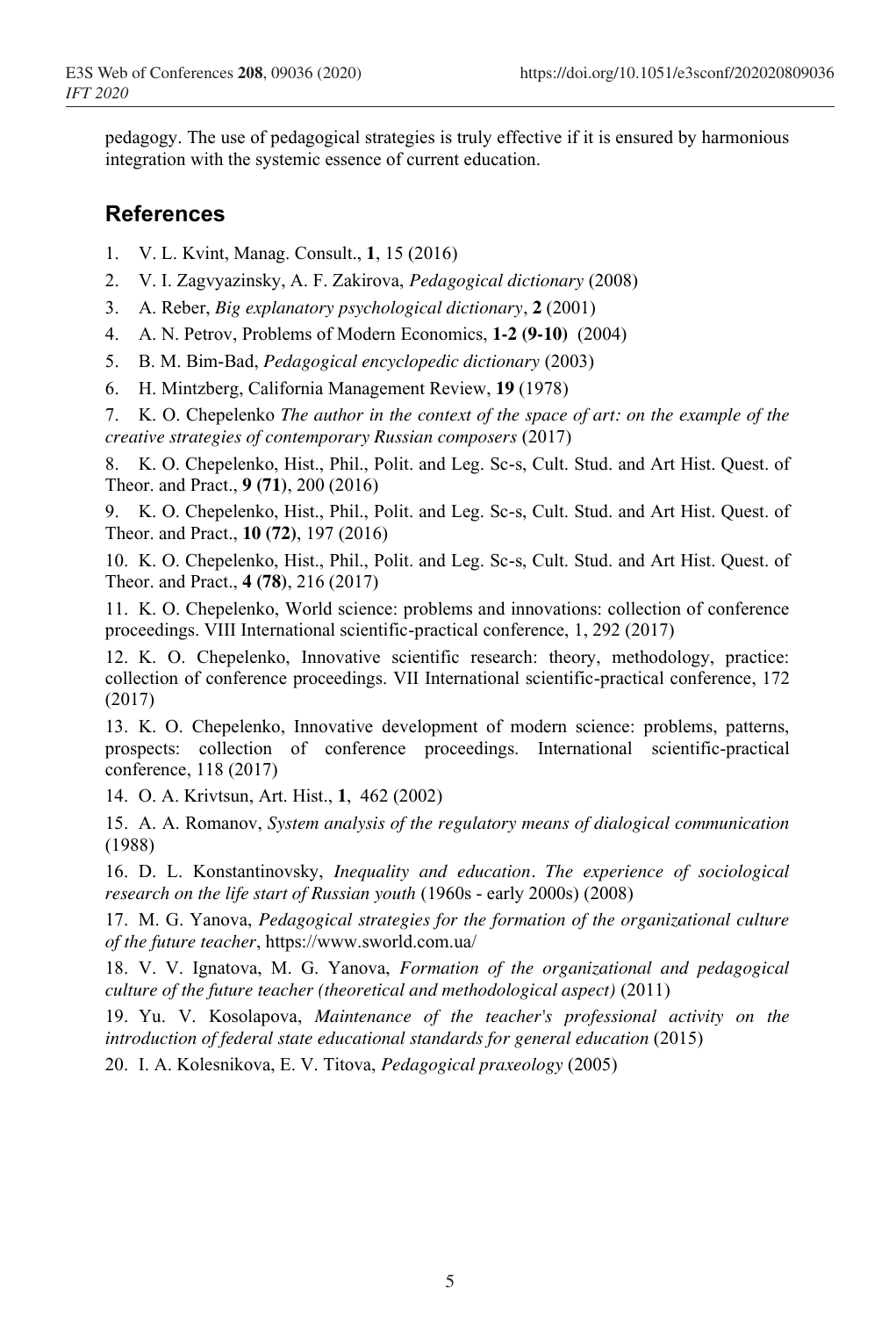pedagogy. The use of pedagogical strategies is truly effective if it is ensured by harmonious integration with the systemic essence of current education.

## References

1. V. L. Kvint, Manag. Consult., **1**, 15 (2016)
2. V. I. Zagvyazinsky, A. F. Zakirova, *Pedagogical dictionary* (2008)
3. A. Reber, *Big explanatory psychological dictionary*, **2** (2001)
4. A. N. Petrov, Problems of Modern Economics, **1-2 (9-10)** (2004)
5. B. M. Bim-Bad, *Pedagogical encyclopedic dictionary* (2003)
6. H. Mintzberg, California Management Review, **19** (1978)
7. K. O. Chepelenko *The author in the context of the space of art: on the example of the creative strategies of contemporary Russian composers* (2017)
8. K. O. Chepelenko, Hist., Phil., Polit. and Leg. Sc-s, Cult. Stud. and Art Hist. Quest. of Theor. and Pract., **9 (71)**, 200 (2016)
9. K. O. Chepelenko, Hist., Phil., Polit. and Leg. Sc-s, Cult. Stud. and Art Hist. Quest. of Theor. and Pract., **10 (72)**, 197 (2016)
10. K. O. Chepelenko, Hist., Phil., Polit. and Leg. Sc-s, Cult. Stud. and Art Hist. Quest. of Theor. and Pract., **4 (78)**, 216 (2017)
11. K. O. Chepelenko, World science: problems and innovations: collection of conference proceedings. VIII International scientific-practical conference, 1, 292 (2017)
12. K. O. Chepelenko, Innovative scientific research: theory, methodology, practice: collection of conference proceedings. VII International scientific-practical conference, 172 (2017)
13. K. O. Chepelenko, Innovative development of modern science: problems, patterns, prospects: collection of conference proceedings. International scientific-practical conference, 118 (2017)
14. O. A. Krivtsun, Art. Hist., **1**, 462 (2002)
15. A. A. Romanov, *System analysis of the regulatory means of dialogical communication* (1988)
16. D. L. Konstantinovsky, *Inequality and education. The experience of sociological research on the life start of Russian youth* (1960s - early 2000s) (2008)
17. M. G. Yanova, *Pedagogical strategies for the formation of the organizational culture of the future teacher*, https://www.sworld.com.ua/
18. V. V. Ignatova, M. G. Yanova, *Formation of the organizational and pedagogical culture of the future teacher (theoretical and methodological aspect)* (2011)
19. Yu. V. Kosolapova, *Maintenance of the teacher's professional activity on the introduction of federal state educational standards for general education* (2015)
20. I. A. Kolesnikova, E. V. Titova, *Pedagogical praxeology* (2005)